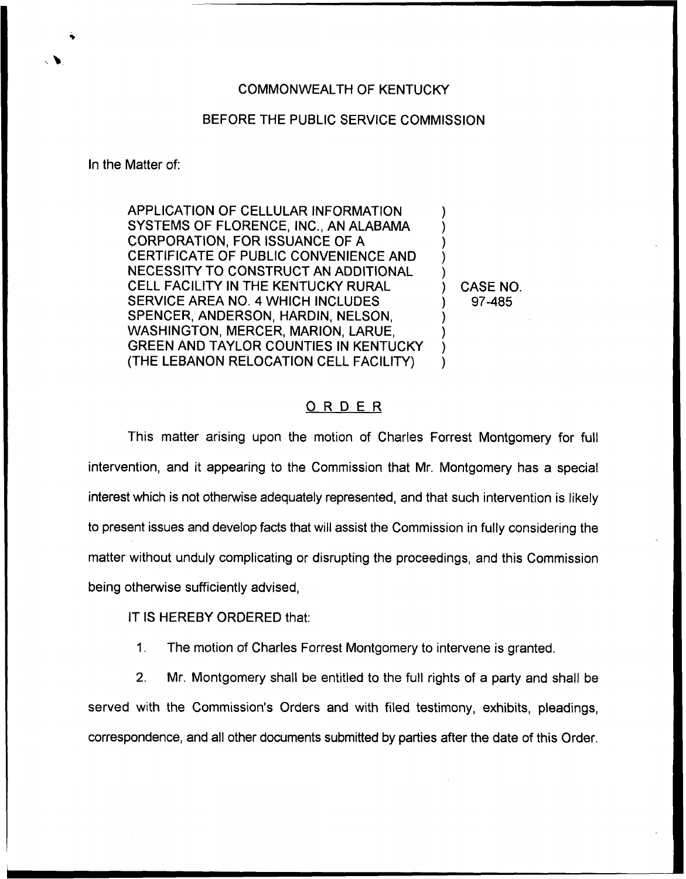COMMONWEALTH OF KENTUCKY

BEFORE THE PUBLIC SERVICE COMMISSION

In the Matter of:

| | | |
|---|---|---|
| APPLICATION OF CELLULAR INFORMATION SYSTEMS OF FLORENCE, INC., AN ALABAMA CORPORATION, FOR ISSUANCE OF A CERTIFICATE OF PUBLIC CONVENIENCE AND NECESSITY TO CONSTRUCT AN ADDITIONAL CELL FACILITY IN THE KENTUCKY RURAL SERVICE AREA NO. 4 WHICH INCLUDES SPENCER, ANDERSON, HARDIN, NELSON, WASHINGTON, MERCER, MARION, LARUE, GREEN AND TAYLOR COUNTIES IN KENTUCKY (THE LEBANON RELOCATION CELL FACILITY) | ) | CASE NO. 97-485 |

## ORDER

This matter arising upon the motion of Charles Forrest Montgomery for full intervention, and it appearing to the Commission that Mr. Montgomery has a special interest which is not otherwise adequately represented, and that such intervention is likely to present issues and develop facts that will assist the Commission in fully considering the matter without unduly complicating or disrupting the proceedings, and this Commission being otherwise sufficiently advised,

IT IS HEREBY ORDERED that:

1. The motion of Charles Forrest Montgomery to intervene is granted.

2. Mr. Montgomery shall be entitled to the full rights of a party and shall be served with the Commission's Orders and with filed testimony, exhibits, pleadings, correspondence, and all other documents submitted by parties after the date of this Order.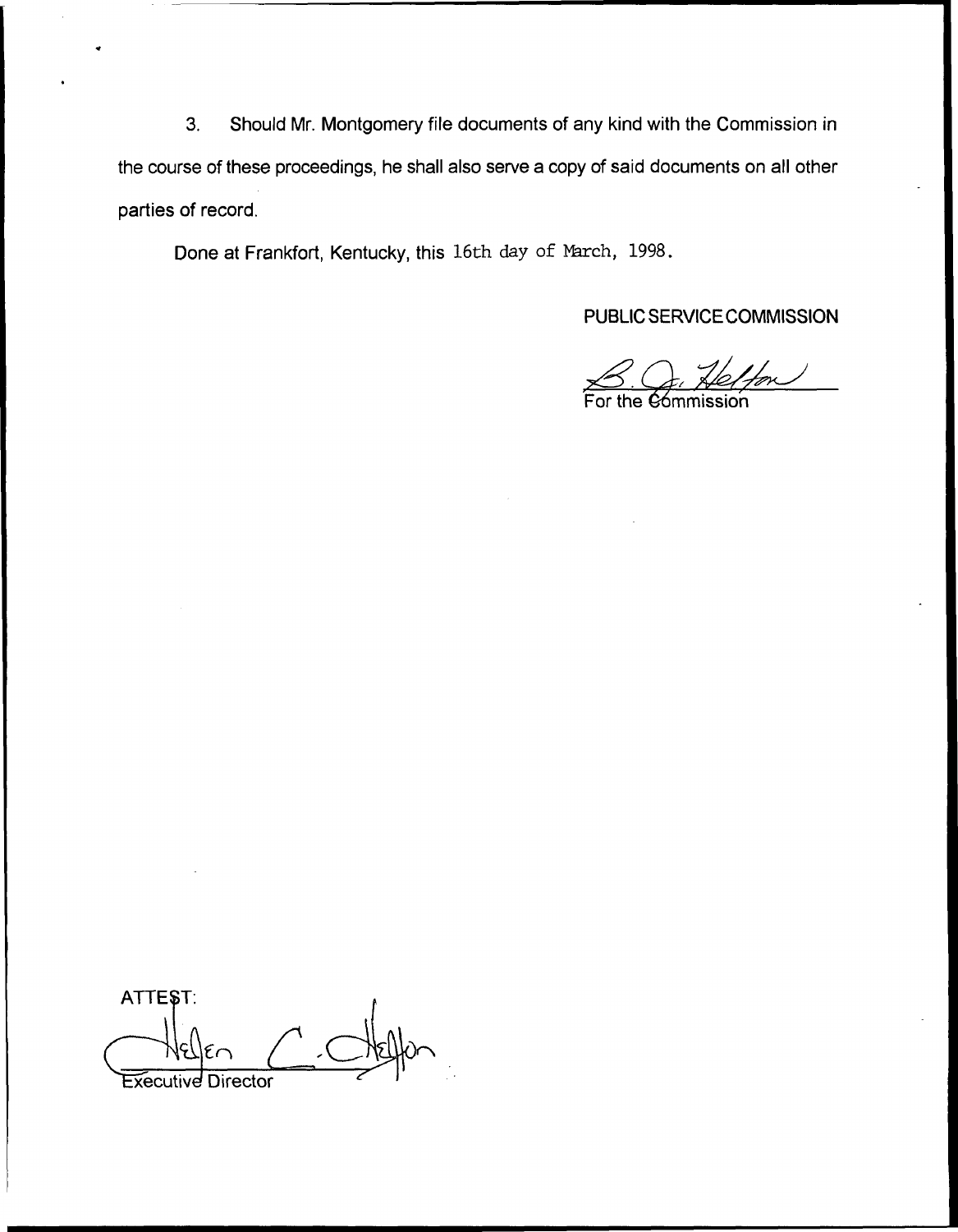3. Should Mr. Montgomery file documents of any kind with the Commission in the course of these proceedings, he shall also serve a copy of said documents on all other parties of record.

Done at Frankfort, Kentucky, this 16th day of March, 1998.

PUBLIC SERVICE COMMISSION

For the Commission

ATTEST:

Executive Director